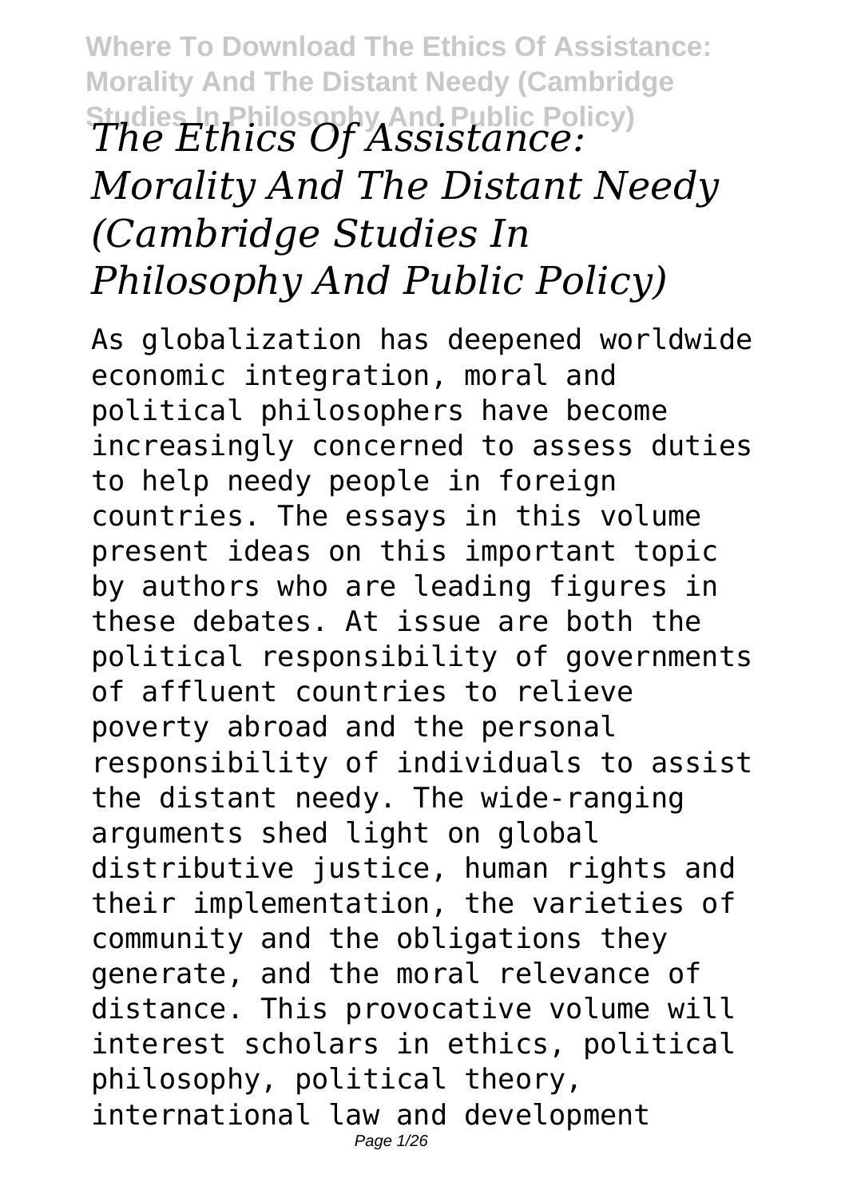# *The Ethics Of Assistance: Morality And The Distant Needy (Cambridge Studies In Philosophy And Public Policy)*

As globalization has deepened worldwide economic integration, moral and political philosophers have become increasingly concerned to assess duties to help needy people in foreign countries. The essays in this volume present ideas on this important topic by authors who are leading figures in these debates. At issue are both the political responsibility of governments of affluent countries to relieve poverty abroad and the personal responsibility of individuals to assist the distant needy. The wide-ranging arguments shed light on global distributive justice, human rights and their implementation, the varieties of community and the obligations they generate, and the moral relevance of distance. This provocative volume will interest scholars in ethics, political philosophy, political theory, international law and development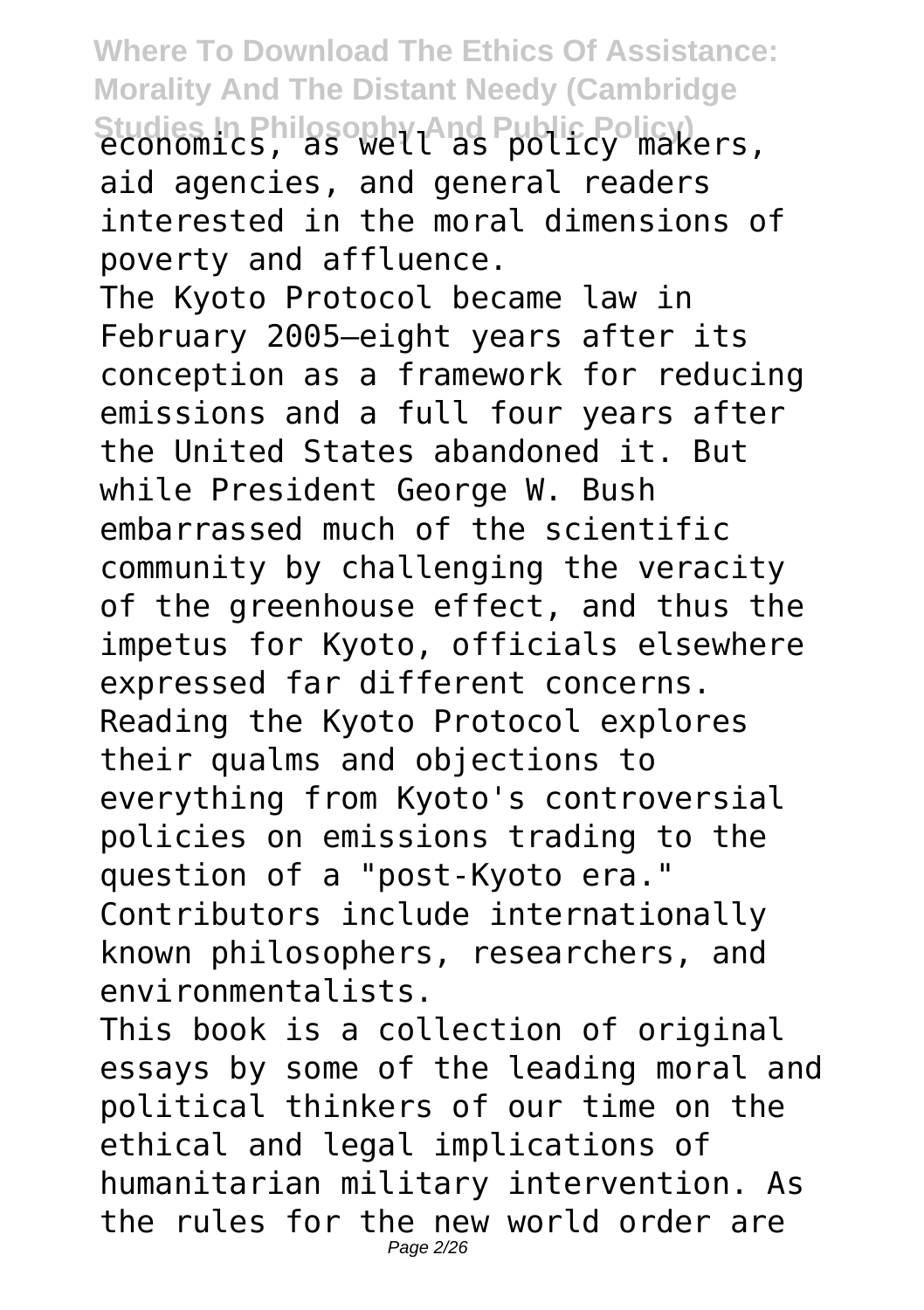economics, as well as policy makers, aid agencies, and general readers interested in the moral dimensions of poverty and affluence.

The Kyoto Protocol became law in February 2005—eight years after its conception as a framework for reducing emissions and a full four years after the United States abandoned it. But while President George W. Bush embarrassed much of the scientific community by challenging the veracity of the greenhouse effect, and thus the impetus for Kyoto, officials elsewhere expressed far different concerns. Reading the Kyoto Protocol explores their qualms and objections to everything from Kyoto's controversial policies on emissions trading to the question of a "post-Kyoto era." Contributors include internationally known philosophers, researchers, and environmentalists.

This book is a collection of original essays by some of the leading moral and political thinkers of our time on the ethical and legal implications of humanitarian military intervention. As the rules for the new world order are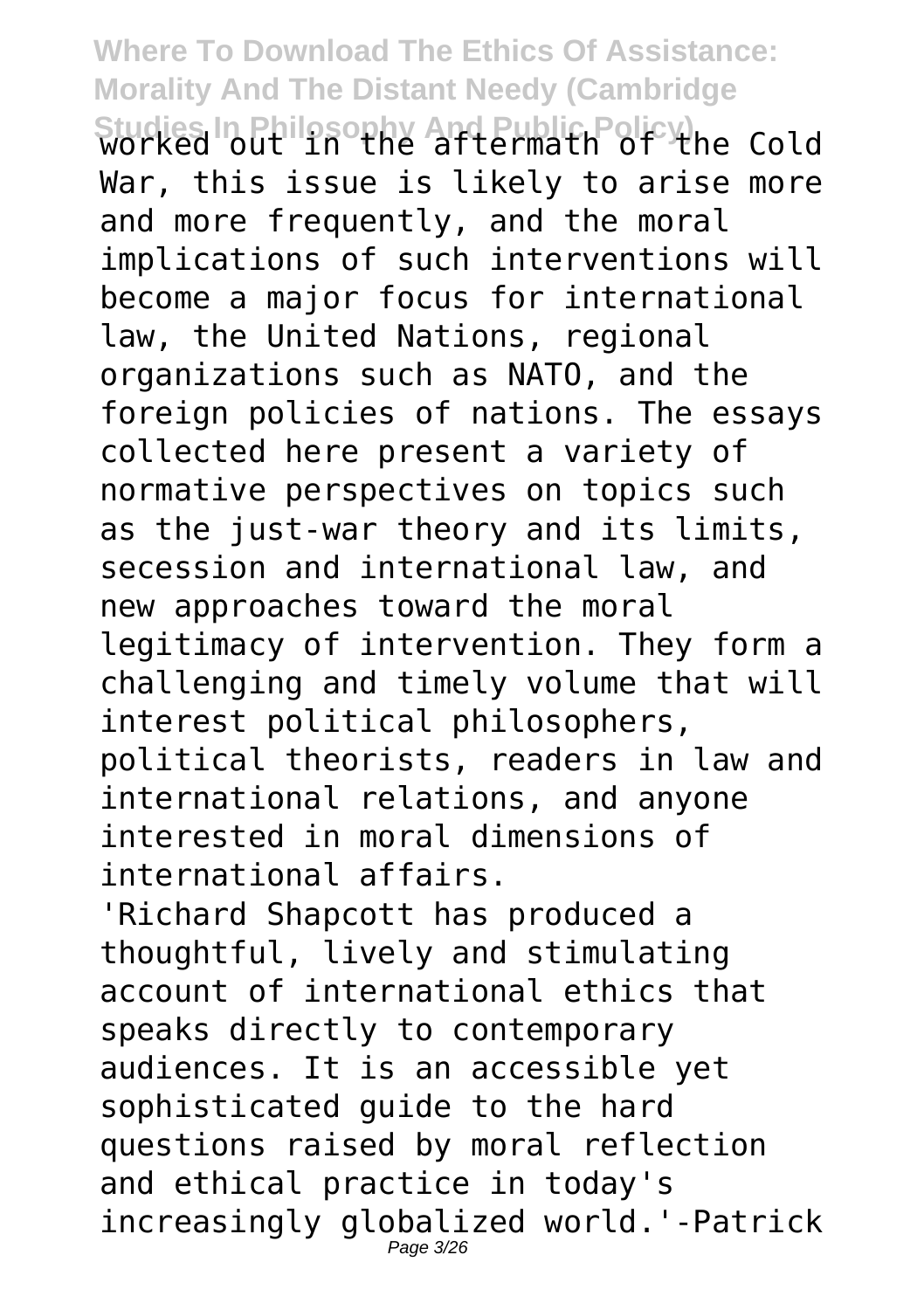worked out in the aftermath of the Cold War, this issue is likely to arise more and more frequently, and the moral implications of such interventions will become a major focus for international law, the United Nations, regional organizations such as NATO, and the foreign policies of nations. The essays collected here present a variety of normative perspectives on topics such as the just-war theory and its limits, secession and international law, and new approaches toward the moral legitimacy of intervention. They form a challenging and timely volume that will interest political philosophers, political theorists, readers in law and international relations, and anyone interested in moral dimensions of international affairs.

'Richard Shapcott has produced a thoughtful, lively and stimulating account of international ethics that speaks directly to contemporary audiences. It is an accessible yet sophisticated guide to the hard questions raised by moral reflection and ethical practice in today's increasingly globalized world.'-Patrick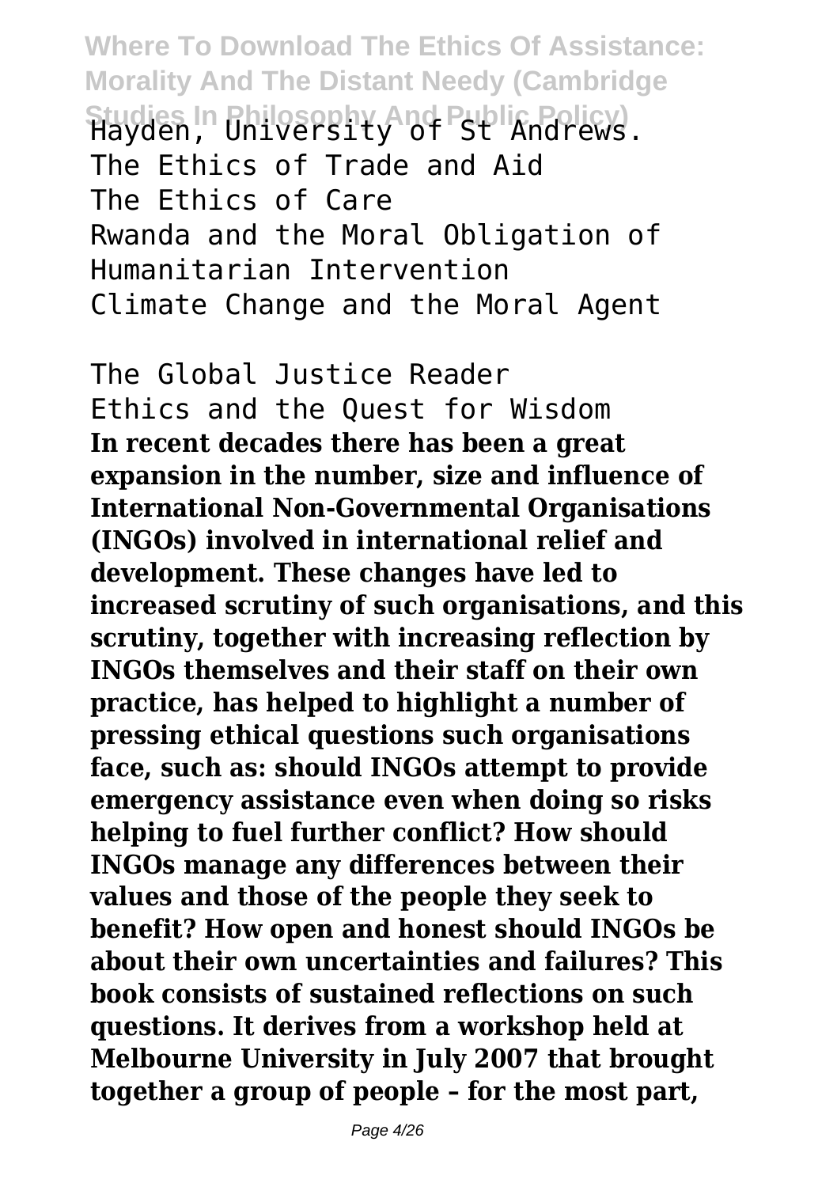Hayden, University of St Andrews.
The Ethics of Trade and Aid
The Ethics of Care
Rwanda and the Moral Obligation of Humanitarian Intervention
Climate Change and the Moral Agent

The Global Justice Reader
Ethics and the Quest for Wisdom

**In recent decades there has been a great expansion in the number, size and influence of International Non-Governmental Organisations (INGOs) involved in international relief and development. These changes have led to increased scrutiny of such organisations, and this scrutiny, together with increasing reflection by INGOs themselves and their staff on their own practice, has helped to highlight a number of pressing ethical questions such organisations face, such as: should INGOs attempt to provide emergency assistance even when doing so risks helping to fuel further conflict? How should INGOs manage any differences between their values and those of the people they seek to benefit? How open and honest should INGOs be about their own uncertainties and failures? This book consists of sustained reflections on such questions. It derives from a workshop held at Melbourne University in July 2007 that brought together a group of people – for the most part,**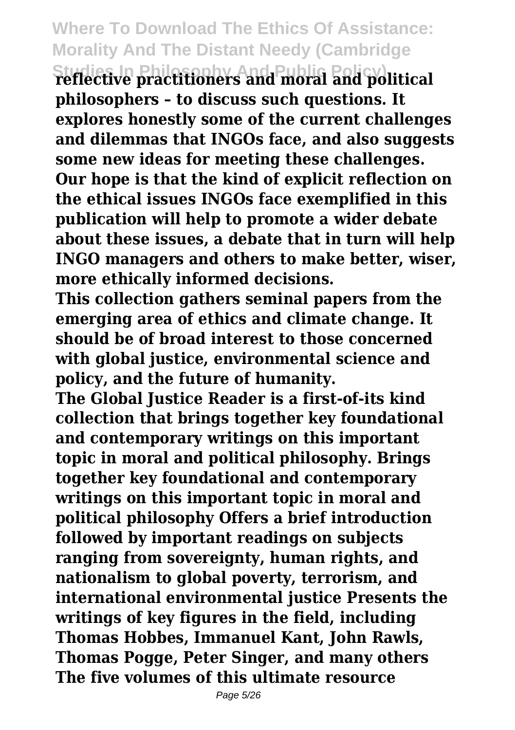**reflective practitioners and moral and political philosophers – to discuss such questions. It explores honestly some of the current challenges and dilemmas that INGOs face, and also suggests some new ideas for meeting these challenges. Our hope is that the kind of explicit reflection on the ethical issues INGOs face exemplified in this publication will help to promote a wider debate about these issues, a debate that in turn will help INGO managers and others to make better, wiser, more ethically informed decisions.**

**This collection gathers seminal papers from the emerging area of ethics and climate change. It should be of broad interest to those concerned with global justice, environmental science and policy, and the future of humanity.**

**The Global Justice Reader is a first-of-its kind collection that brings together key foundational and contemporary writings on this important topic in moral and political philosophy. Brings together key foundational and contemporary writings on this important topic in moral and political philosophy Offers a brief introduction followed by important readings on subjects ranging from sovereignty, human rights, and nationalism to global poverty, terrorism, and international environmental justice Presents the writings of key figures in the field, including Thomas Hobbes, Immanuel Kant, John Rawls, Thomas Pogge, Peter Singer, and many others**

**The five volumes of this ultimate resource**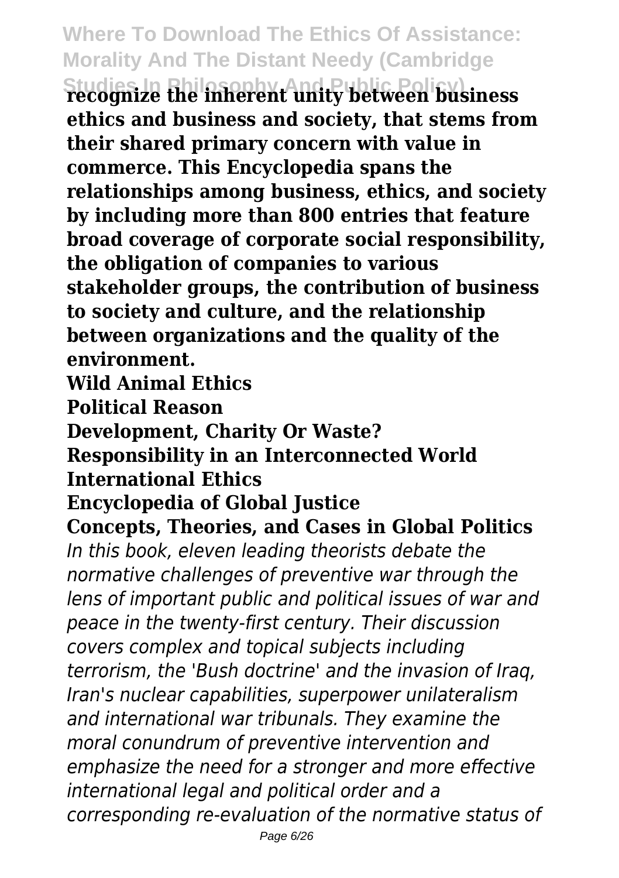**recognize the inherent unity between business ethics and business and society, that stems from their shared primary concern with value in commerce. This Encyclopedia spans the relationships among business, ethics, and society by including more than 800 entries that feature broad coverage of corporate social responsibility, the obligation of companies to various stakeholder groups, the contribution of business to society and culture, and the relationship between organizations and the quality of the environment.**

**Wild Animal Ethics**

**Political Reason**

**Development, Charity Or Waste?**

**Responsibility in an Interconnected World**

**International Ethics**

**Encyclopedia of Global Justice**

**Concepts, Theories, and Cases in Global Politics**

*In this book, eleven leading theorists debate the normative challenges of preventive war through the lens of important public and political issues of war and peace in the twenty-first century. Their discussion covers complex and topical subjects including terrorism, the 'Bush doctrine' and the invasion of Iraq, Iran's nuclear capabilities, superpower unilateralism and international war tribunals. They examine the moral conundrum of preventive intervention and emphasize the need for a stronger and more effective international legal and political order and a corresponding re-evaluation of the normative status of*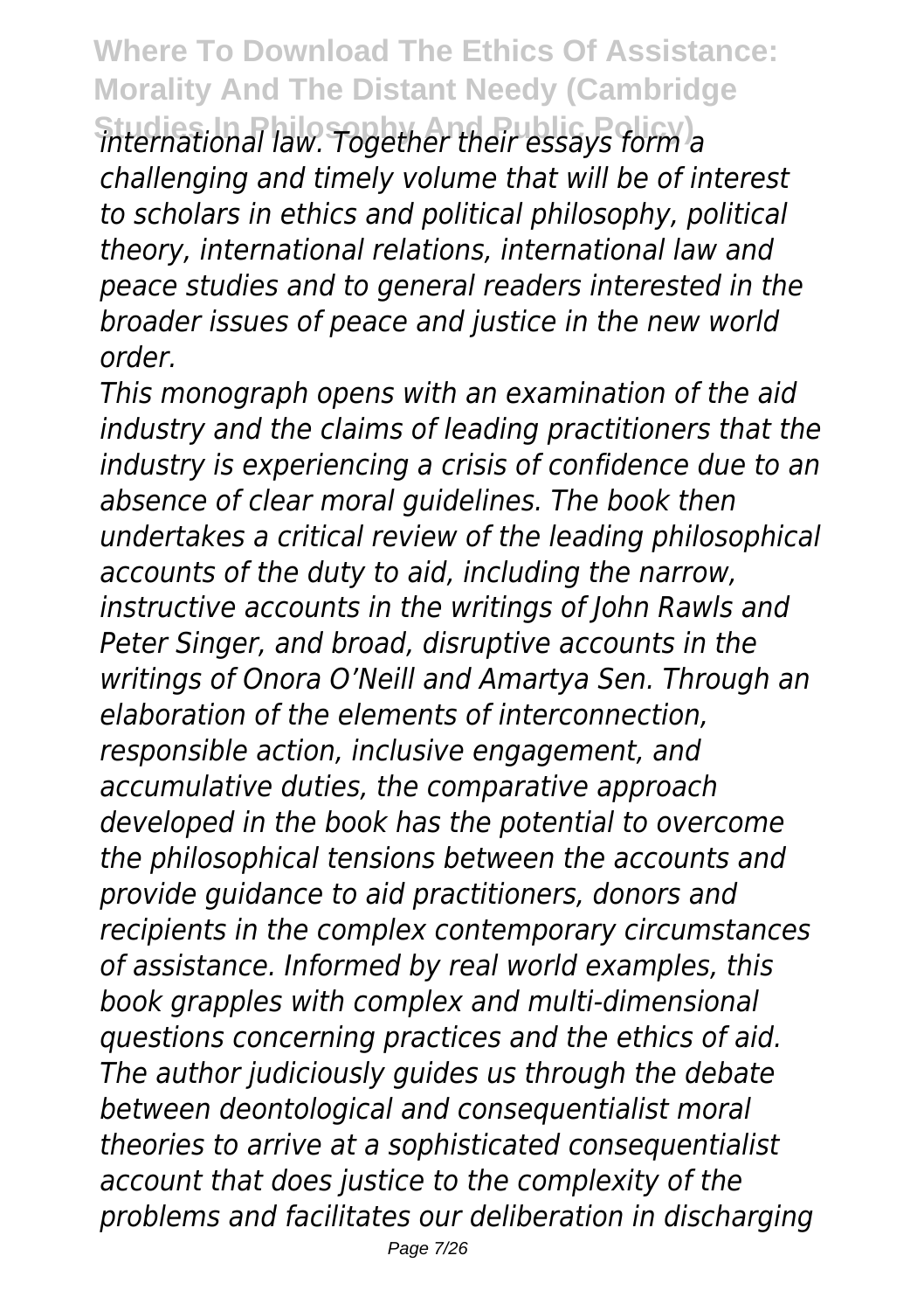*international law. Together their essays form a challenging and timely volume that will be of interest to scholars in ethics and political philosophy, political theory, international relations, international law and peace studies and to general readers interested in the broader issues of peace and justice in the new world order.*

*This monograph opens with an examination of the aid industry and the claims of leading practitioners that the industry is experiencing a crisis of confidence due to an absence of clear moral guidelines. The book then undertakes a critical review of the leading philosophical accounts of the duty to aid, including the narrow, instructive accounts in the writings of John Rawls and Peter Singer, and broad, disruptive accounts in the writings of Onora O'Neill and Amartya Sen. Through an elaboration of the elements of interconnection, responsible action, inclusive engagement, and accumulative duties, the comparative approach developed in the book has the potential to overcome the philosophical tensions between the accounts and provide guidance to aid practitioners, donors and recipients in the complex contemporary circumstances of assistance. Informed by real world examples, this book grapples with complex and multi-dimensional questions concerning practices and the ethics of aid. The author judiciously guides us through the debate between deontological and consequentialist moral theories to arrive at a sophisticated consequentialist account that does justice to the complexity of the problems and facilitates our deliberation in discharging*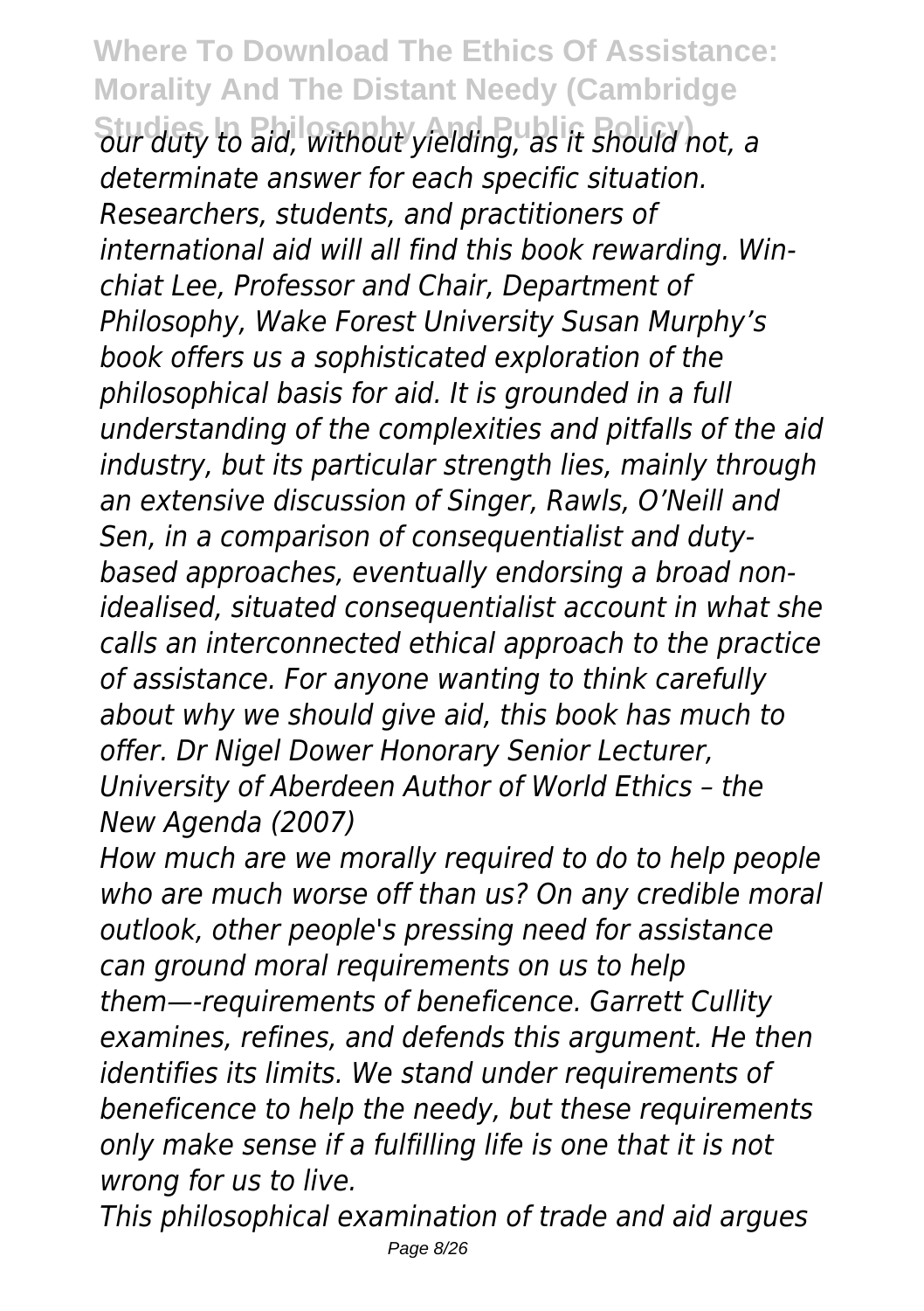*our duty to aid, without yielding, as it should not, a determinate answer for each specific situation. Researchers, students, and practitioners of international aid will all find this book rewarding. Win-chiat Lee, Professor and Chair, Department of Philosophy, Wake Forest University Susan Murphy's book offers us a sophisticated exploration of the philosophical basis for aid. It is grounded in a full understanding of the complexities and pitfalls of the aid industry, but its particular strength lies, mainly through an extensive discussion of Singer, Rawls, O'Neill and Sen, in a comparison of consequentialist and duty-based approaches, eventually endorsing a broad non-idealised, situated consequentialist account in what she calls an interconnected ethical approach to the practice of assistance. For anyone wanting to think carefully about why we should give aid, this book has much to offer. Dr Nigel Dower Honorary Senior Lecturer, University of Aberdeen Author of World Ethics – the New Agenda (2007)*

*How much are we morally required to do to help people who are much worse off than us? On any credible moral outlook, other people's pressing need for assistance can ground moral requirements on us to help them—-requirements of beneficence. Garrett Cullity examines, refines, and defends this argument. He then identifies its limits. We stand under requirements of beneficence to help the needy, but these requirements only make sense if a fulfilling life is one that it is not wrong for us to live.*

*This philosophical examination of trade and aid argues*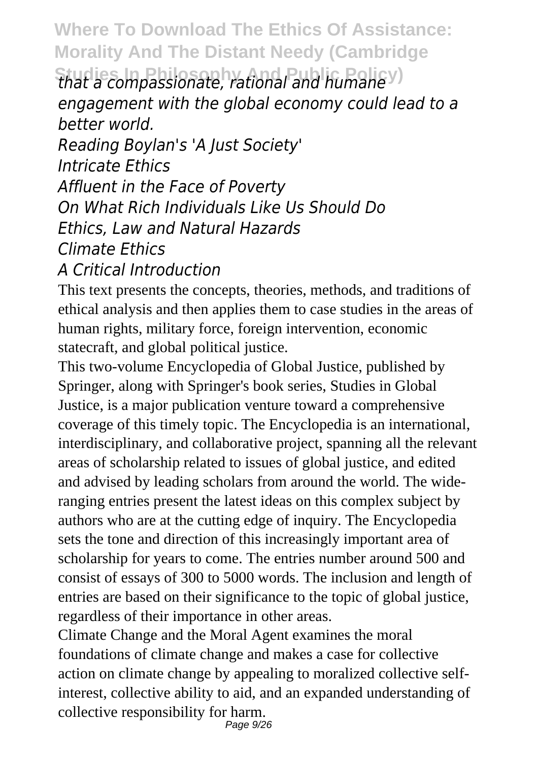*that a compassionate, rational and humane engagement with the global economy could lead to a better world.*

*Reading Boylan's 'A Just Society'*

*Intricate Ethics*

*Affluent in the Face of Poverty*

*On What Rich Individuals Like Us Should Do*

*Ethics, Law and Natural Hazards*

*Climate Ethics*

*A Critical Introduction*

This text presents the concepts, theories, methods, and traditions of ethical analysis and then applies them to case studies in the areas of human rights, military force, foreign intervention, economic statecraft, and global political justice.

This two-volume Encyclopedia of Global Justice, published by Springer, along with Springer's book series, Studies in Global Justice, is a major publication venture toward a comprehensive coverage of this timely topic. The Encyclopedia is an international, interdisciplinary, and collaborative project, spanning all the relevant areas of scholarship related to issues of global justice, and edited and advised by leading scholars from around the world. The wide-ranging entries present the latest ideas on this complex subject by authors who are at the cutting edge of inquiry. The Encyclopedia sets the tone and direction of this increasingly important area of scholarship for years to come. The entries number around 500 and consist of essays of 300 to 5000 words. The inclusion and length of entries are based on their significance to the topic of global justice, regardless of their importance in other areas.

Climate Change and the Moral Agent examines the moral foundations of climate change and makes a case for collective action on climate change by appealing to moralized collective self-interest, collective ability to aid, and an expanded understanding of collective responsibility for harm.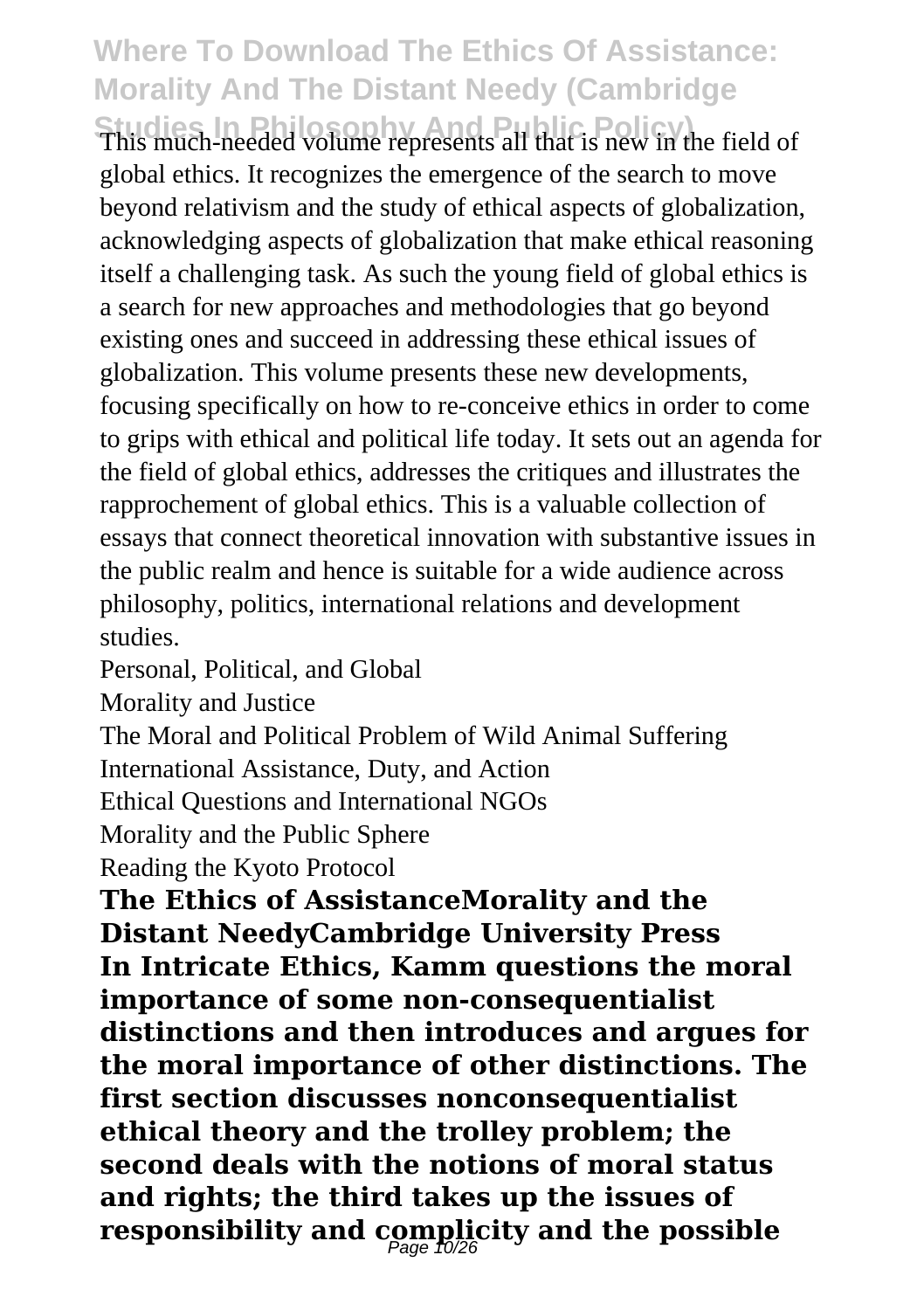This much-needed volume represents all that is new in the field of global ethics. It recognizes the emergence of the search to move beyond relativism and the study of ethical aspects of globalization, acknowledging aspects of globalization that make ethical reasoning itself a challenging task. As such the young field of global ethics is a search for new approaches and methodologies that go beyond existing ones and succeed in addressing these ethical issues of globalization. This volume presents these new developments, focusing specifically on how to re-conceive ethics in order to come to grips with ethical and political life today. It sets out an agenda for the field of global ethics, addresses the critiques and illustrates the rapprochement of global ethics. This is a valuable collection of essays that connect theoretical innovation with substantive issues in the public realm and hence is suitable for a wide audience across philosophy, politics, international relations and development studies.

Personal, Political, and Global

Morality and Justice

The Moral and Political Problem of Wild Animal Suffering

International Assistance, Duty, and Action

Ethical Questions and International NGOs

Morality and the Public Sphere

Reading the Kyoto Protocol

**The Ethics of AssistanceMorality and the Distant NeedyCambridge University Press**

**In Intricate Ethics, Kamm questions the moral importance of some non-consequentialist distinctions and then introduces and argues for the moral importance of other distinctions. The first section discusses nonconsequentialist ethical theory and the trolley problem; the second deals with the notions of moral status and rights; the third takes up the issues of responsibility and complicity and the possible**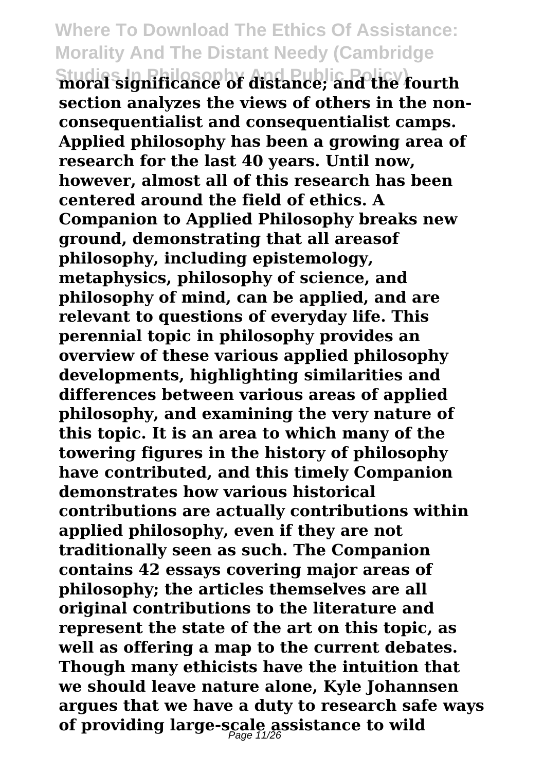**moral significance of distance; and the fourth section analyzes the views of others in the non-consequentialist and consequentialist camps. Applied philosophy has been a growing area of research for the last 40 years. Until now, however, almost all of this research has been centered around the field of ethics. A Companion to Applied Philosophy breaks new ground, demonstrating that all areasof philosophy, including epistemology, metaphysics, philosophy of science, and philosophy of mind, can be applied, and are relevant to questions of everyday life. This perennial topic in philosophy provides an overview of these various applied philosophy developments, highlighting similarities and differences between various areas of applied philosophy, and examining the very nature of this topic. It is an area to which many of the towering figures in the history of philosophy have contributed, and this timely Companion demonstrates how various historical contributions are actually contributions within applied philosophy, even if they are not traditionally seen as such. The Companion contains 42 essays covering major areas of philosophy; the articles themselves are all original contributions to the literature and represent the state of the art on this topic, as well as offering a map to the current debates. Though many ethicists have the intuition that we should leave nature alone, Kyle Johannsen argues that we have a duty to research safe ways of providing large-scale assistance to wild**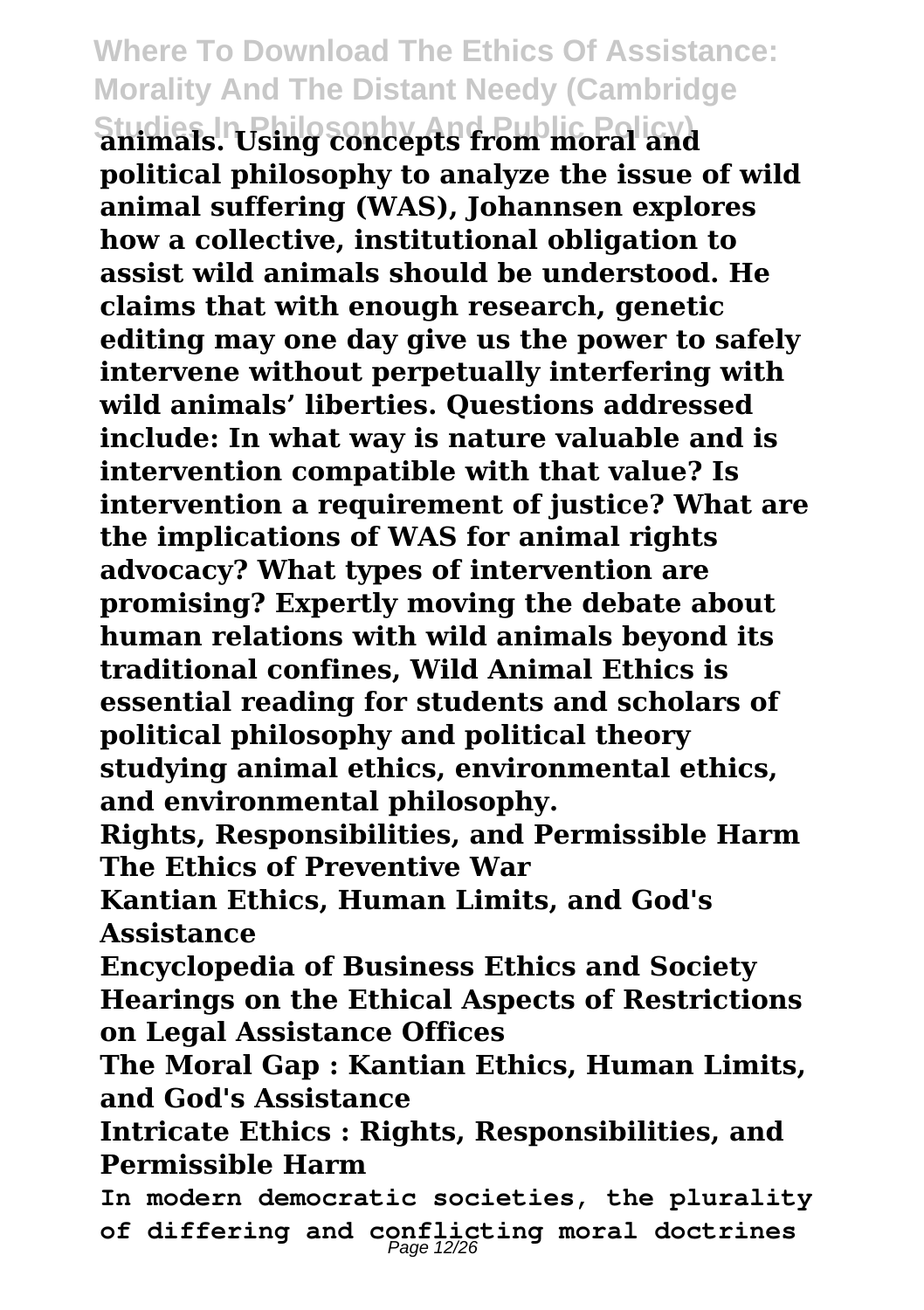**animals. Using concepts from moral and political philosophy to analyze the issue of wild animal suffering (WAS), Johannsen explores how a collective, institutional obligation to assist wild animals should be understood. He claims that with enough research, genetic editing may one day give us the power to safely intervene without perpetually interfering with wild animals' liberties. Questions addressed include: In what way is nature valuable and is intervention compatible with that value? Is intervention a requirement of justice? What are the implications of WAS for animal rights advocacy? What types of intervention are promising? Expertly moving the debate about human relations with wild animals beyond its traditional confines, Wild Animal Ethics is essential reading for students and scholars of political philosophy and political theory studying animal ethics, environmental ethics, and environmental philosophy.**

**Rights, Responsibilities, and Permissible Harm**

**The Ethics of Preventive War**

**Kantian Ethics, Human Limits, and God's Assistance**

**Encyclopedia of Business Ethics and Society**

**Hearings on the Ethical Aspects of Restrictions on Legal Assistance Offices**

**The Moral Gap : Kantian Ethics, Human Limits, and God's Assistance**

**Intricate Ethics : Rights, Responsibilities, and Permissible Harm**

**In modern democratic societies, the plurality of differing and conflicting moral doctrines**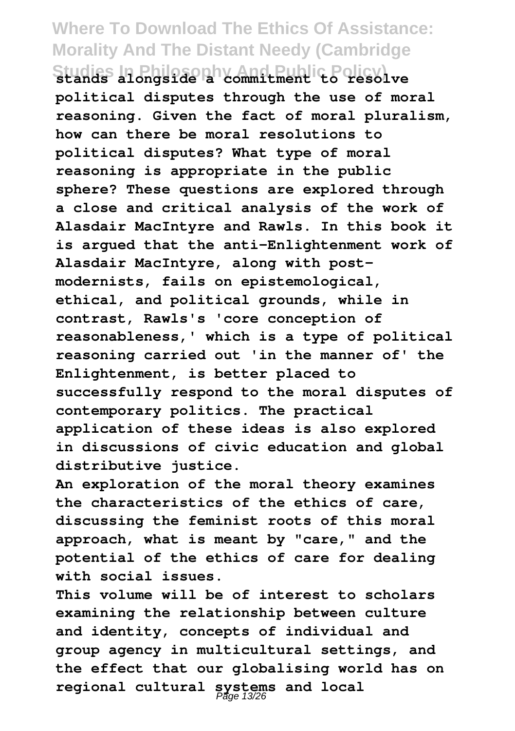stands alongside a commitment to resolve political disputes through the use of moral reasoning. Given the fact of moral pluralism, how can there be moral resolutions to political disputes? What type of moral reasoning is appropriate in the public sphere? These questions are explored through a close and critical analysis of the work of Alasdair MacIntyre and Rawls. In this book it is argued that the anti-Enlightenment work of Alasdair MacIntyre, along with post-modernists, fails on epistemological, ethical, and political grounds, while in contrast, Rawls's 'core conception of reasonableness,' which is a type of political reasoning carried out 'in the manner of' the Enlightenment, is better placed to successfully respond to the moral disputes of contemporary politics. The practical application of these ideas is also explored in discussions of civic education and global distributive justice.

An exploration of the moral theory examines the characteristics of the ethics of care, discussing the feminist roots of this moral approach, what is meant by "care," and the potential of the ethics of care for dealing with social issues.

This volume will be of interest to scholars examining the relationship between culture and identity, concepts of individual and group agency in multicultural settings, and the effect that our globalising world has on regional cultural systems and local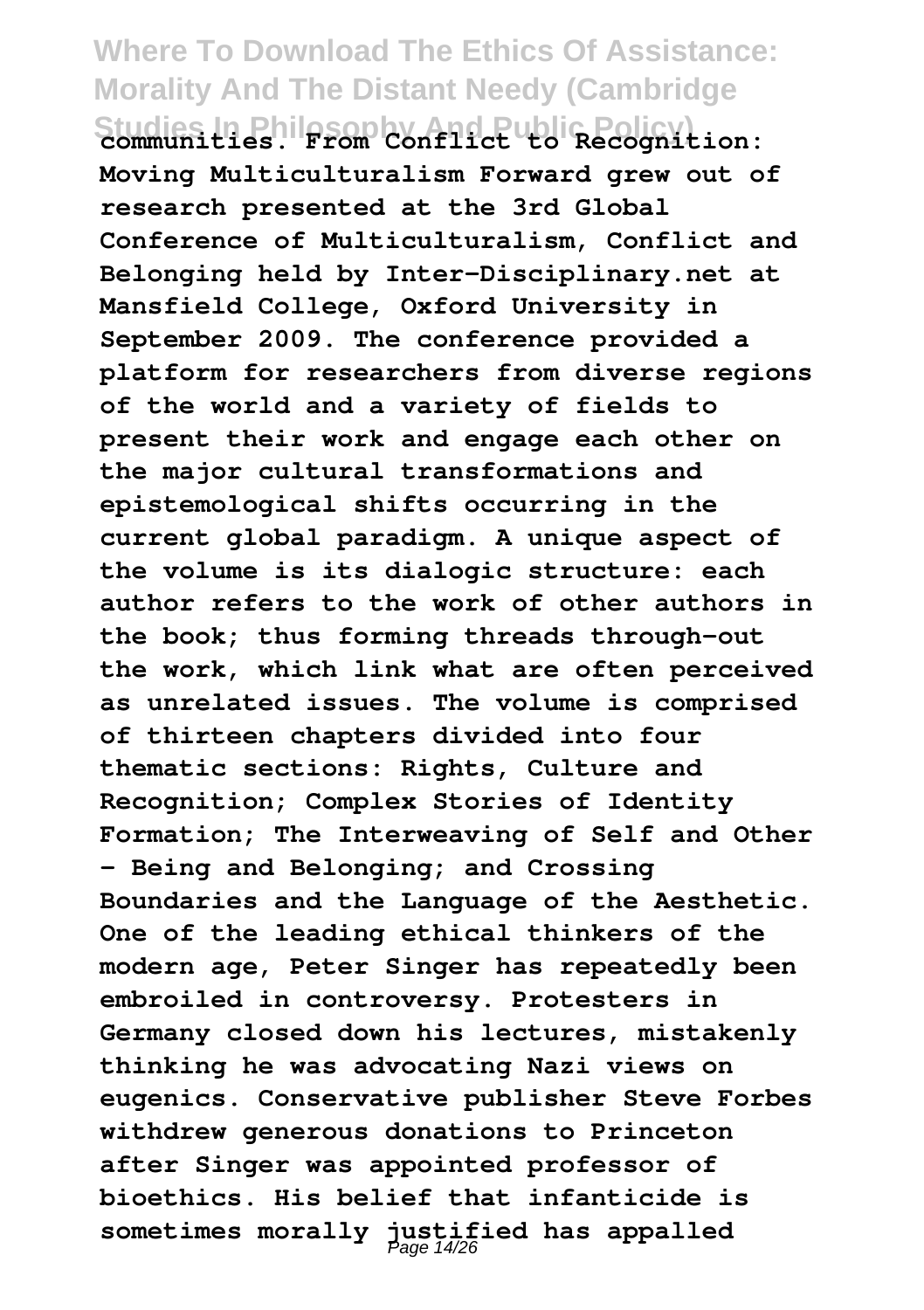communities. From Conflict to Recognition: Moving Multiculturalism Forward grew out of research presented at the 3rd Global Conference of Multiculturalism, Conflict and Belonging held by Inter-Disciplinary.net at Mansfield College, Oxford University in September 2009. The conference provided a platform for researchers from diverse regions of the world and a variety of fields to present their work and engage each other on the major cultural transformations and epistemological shifts occurring in the current global paradigm. A unique aspect of the volume is its dialogic structure: each author refers to the work of other authors in the book; thus forming threads through-out the work, which link what are often perceived as unrelated issues. The volume is comprised of thirteen chapters divided into four thematic sections: Rights, Culture and Recognition; Complex Stories of Identity Formation; The Interweaving of Self and Other - Being and Belonging; and Crossing Boundaries and the Language of the Aesthetic. One of the leading ethical thinkers of the modern age, Peter Singer has repeatedly been embroiled in controversy. Protesters in Germany closed down his lectures, mistakenly thinking he was advocating Nazi views on eugenics. Conservative publisher Steve Forbes withdrew generous donations to Princeton after Singer was appointed professor of bioethics. His belief that infanticide is sometimes morally justified has appalled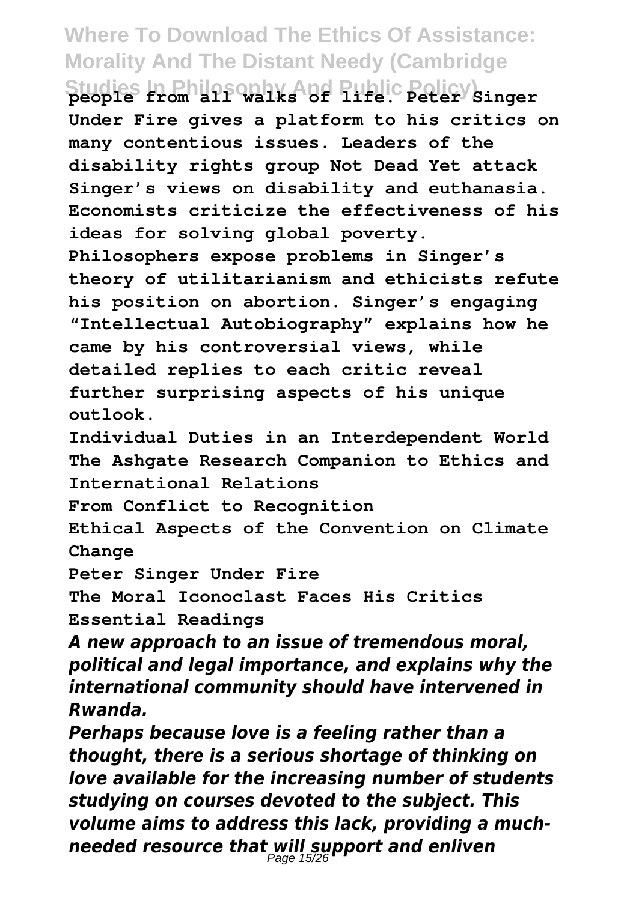**people from all walks of life. Peter Singer Under Fire gives a platform to his critics on many contentious issues. Leaders of the disability rights group Not Dead Yet attack Singer's views on disability and euthanasia. Economists criticize the effectiveness of his ideas for solving global poverty. Philosophers expose problems in Singer's theory of utilitarianism and ethicists refute his position on abortion. Singer's engaging "Intellectual Autobiography" explains how he came by his controversial views, while detailed replies to each critic reveal further surprising aspects of his unique outlook.**

**Individual Duties in an Interdependent World**

**The Ashgate Research Companion to Ethics and International Relations**

**From Conflict to Recognition**

**Ethical Aspects of the Convention on Climate Change**

**Peter Singer Under Fire**

**The Moral Iconoclast Faces His Critics**

**Essential Readings**

***A new approach to an issue of tremendous moral, political and legal importance, and explains why the international community should have intervened in Rwanda.***

***Perhaps because love is a feeling rather than a thought, there is a serious shortage of thinking on love available for the increasing number of students studying on courses devoted to the subject. This volume aims to address this lack, providing a much-needed resource that will support and enliven***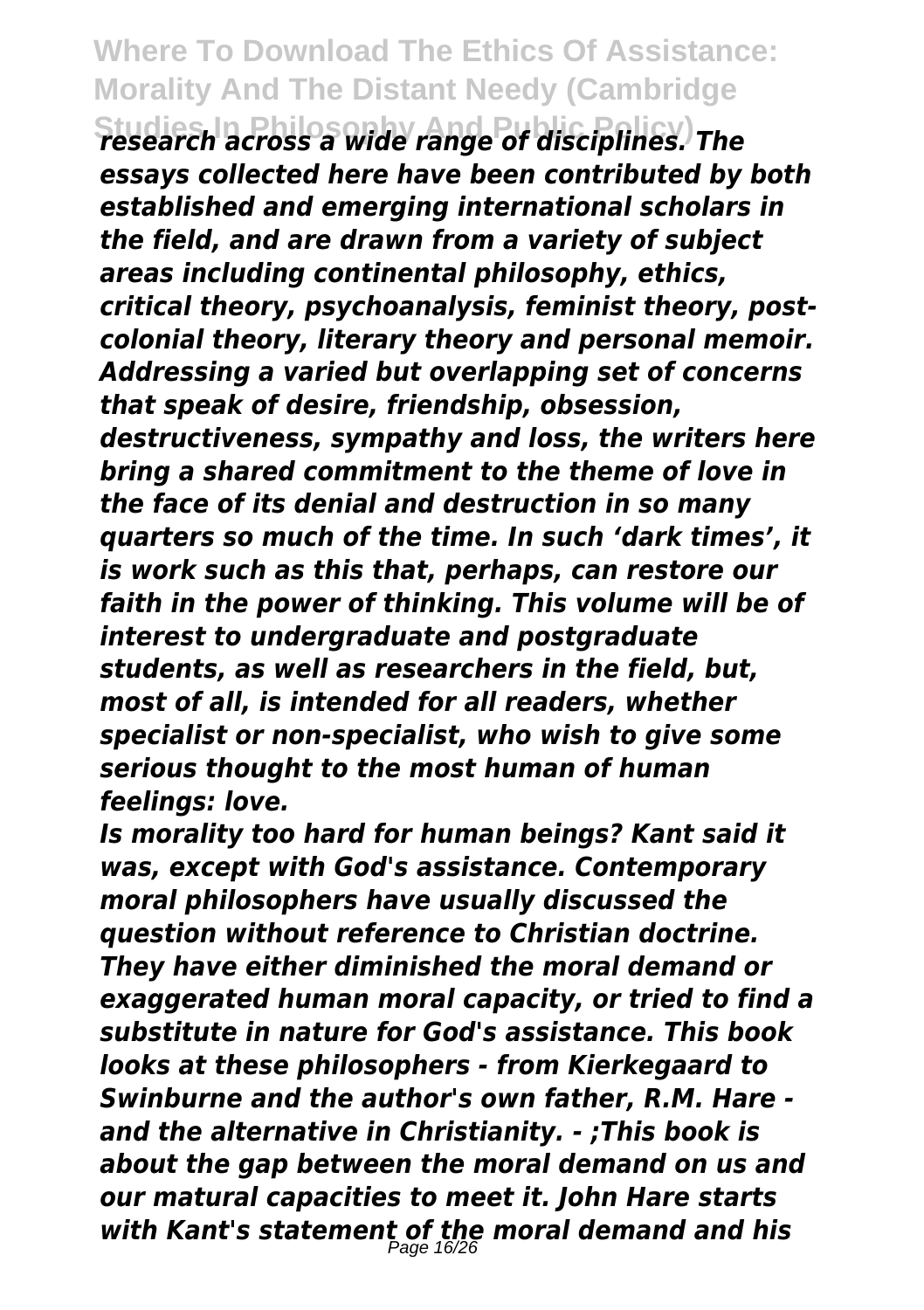*research across a wide range of disciplines. The essays collected here have been contributed by both established and emerging international scholars in the field, and are drawn from a variety of subject areas including continental philosophy, ethics, critical theory, psychoanalysis, feminist theory, post-colonial theory, literary theory and personal memoir. Addressing a varied but overlapping set of concerns that speak of desire, friendship, obsession, destructiveness, sympathy and loss, the writers here bring a shared commitment to the theme of love in the face of its denial and destruction in so many quarters so much of the time. In such 'dark times', it is work such as this that, perhaps, can restore our faith in the power of thinking. This volume will be of interest to undergraduate and postgraduate students, as well as researchers in the field, but, most of all, is intended for all readers, whether specialist or non-specialist, who wish to give some serious thought to the most human of human feelings: love.*

*Is morality too hard for human beings? Kant said it was, except with God's assistance. Contemporary moral philosophers have usually discussed the question without reference to Christian doctrine. They have either diminished the moral demand or exaggerated human moral capacity, or tried to find a substitute in nature for God's assistance. This book looks at these philosophers - from Kierkegaard to Swinburne and the author's own father, R.M. Hare - and the alternative in Christianity. - ;This book is about the gap between the moral demand on us and our matural capacities to meet it. John Hare starts with Kant's statement of the moral demand and his*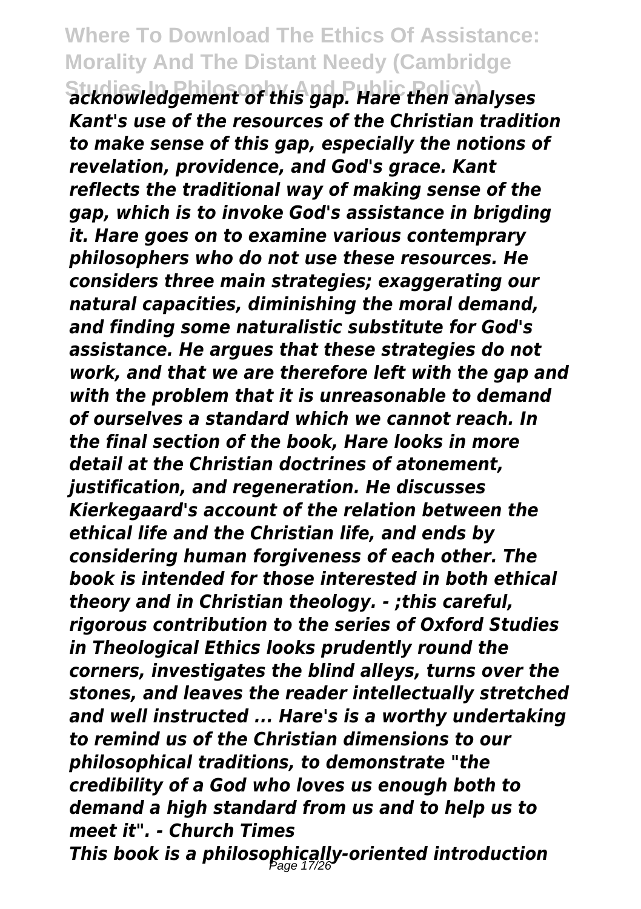*acknowledgement of this gap. Hare then analyses Kant's use of the resources of the Christian tradition to make sense of this gap, especially the notions of revelation, providence, and God's grace. Kant reflects the traditional way of making sense of the gap, which is to invoke God's assistance in brigding it. Hare goes on to examine various contemprary philosophers who do not use these resources. He considers three main strategies; exaggerating our natural capacities, diminishing the moral demand, and finding some naturalistic substitute for God's assistance. He argues that these strategies do not work, and that we are therefore left with the gap and with the problem that it is unreasonable to demand of ourselves a standard which we cannot reach. In the final section of the book, Hare looks in more detail at the Christian doctrines of atonement, justification, and regeneration. He discusses Kierkegaard's account of the relation between the ethical life and the Christian life, and ends by considering human forgiveness of each other. The book is intended for those interested in both ethical theory and in Christian theology. - ;this careful, rigorous contribution to the series of Oxford Studies in Theological Ethics looks prudently round the corners, investigates the blind alleys, turns over the stones, and leaves the reader intellectually stretched and well instructed ... Hare's is a worthy undertaking to remind us of the Christian dimensions to our philosophical traditions, to demonstrate "the credibility of a God who loves us enough both to demand a high standard from us and to help us to meet it". - Church Times*

*This book is a philosophically-oriented introduction*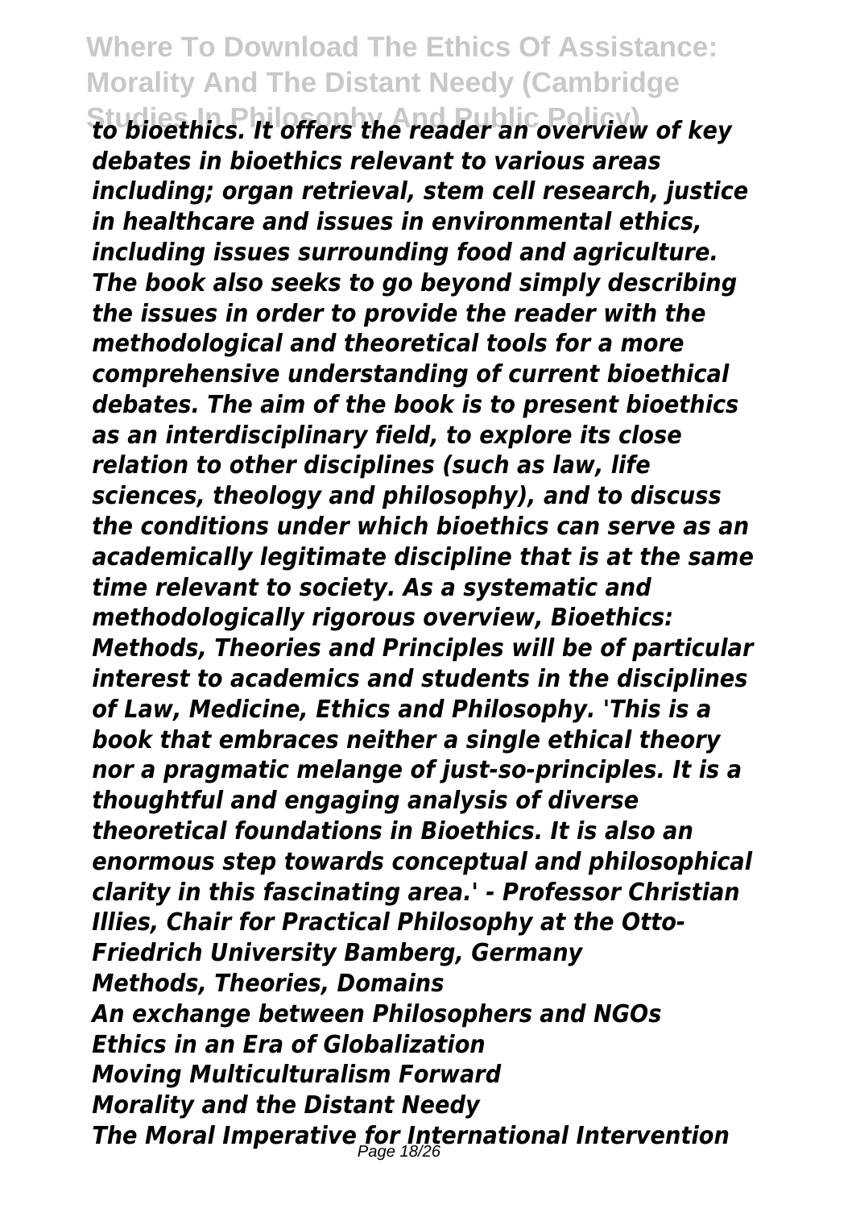*to bioethics. It offers the reader an overview of key debates in bioethics relevant to various areas including; organ retrieval, stem cell research, justice in healthcare and issues in environmental ethics, including issues surrounding food and agriculture. The book also seeks to go beyond simply describing the issues in order to provide the reader with the methodological and theoretical tools for a more comprehensive understanding of current bioethical debates. The aim of the book is to present bioethics as an interdisciplinary field, to explore its close relation to other disciplines (such as law, life sciences, theology and philosophy), and to discuss the conditions under which bioethics can serve as an academically legitimate discipline that is at the same time relevant to society. As a systematic and methodologically rigorous overview, Bioethics: Methods, Theories and Principles will be of particular interest to academics and students in the disciplines of Law, Medicine, Ethics and Philosophy. 'This is a book that embraces neither a single ethical theory nor a pragmatic melange of just-so-principles. It is a thoughtful and engaging analysis of diverse theoretical foundations in Bioethics. It is also an enormous step towards conceptual and philosophical clarity in this fascinating area.' - Professor Christian Illies, Chair for Practical Philosophy at the Otto-Friedrich University Bamberg, Germany*

*Methods, Theories, Domains*

*An exchange between Philosophers and NGOs*

*Ethics in an Era of Globalization*

*Moving Multiculturalism Forward*

*Morality and the Distant Needy*

*The Moral Imperative for International Intervention*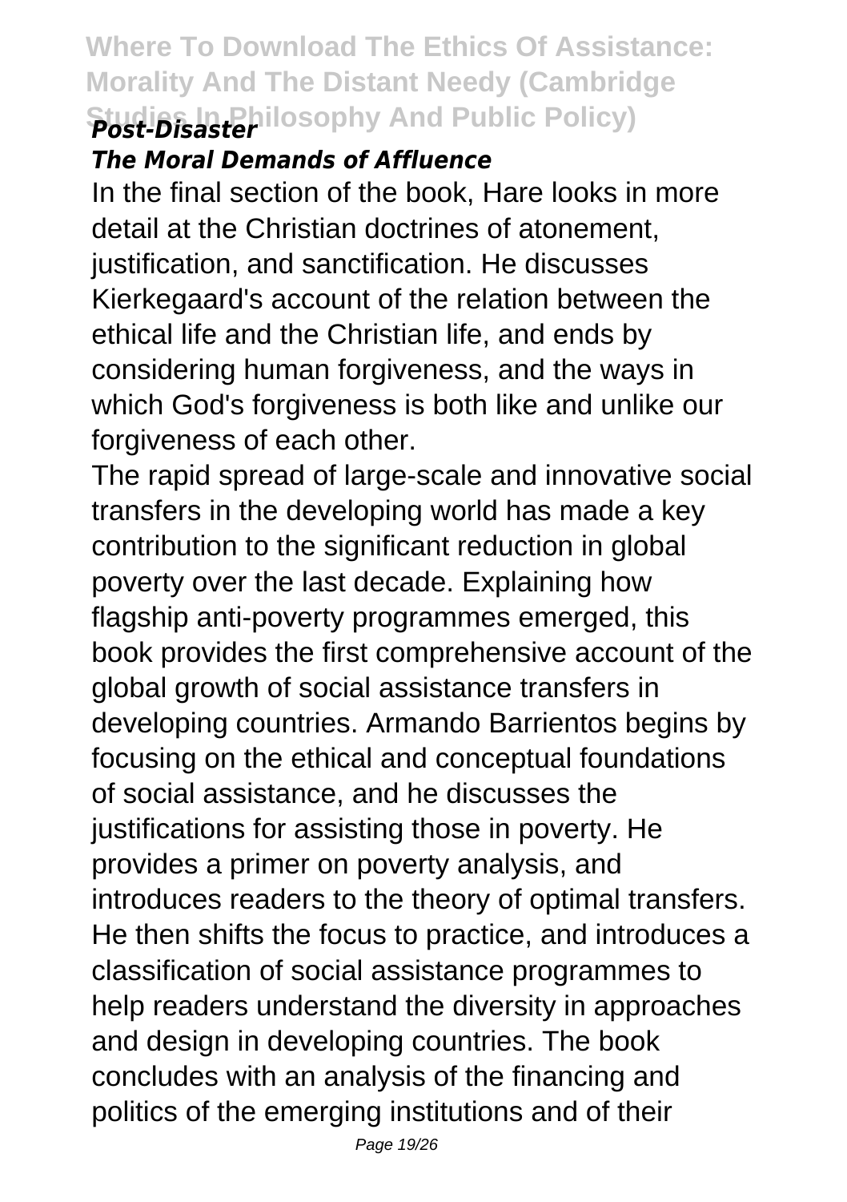*Post-Disaster*

***The Moral Demands of Affluence***

In the final section of the book, Hare looks in more detail at the Christian doctrines of atonement, justification, and sanctification. He discusses Kierkegaard's account of the relation between the ethical life and the Christian life, and ends by considering human forgiveness, and the ways in which God's forgiveness is both like and unlike our forgiveness of each other.

The rapid spread of large-scale and innovative social transfers in the developing world has made a key contribution to the significant reduction in global poverty over the last decade. Explaining how flagship anti-poverty programmes emerged, this book provides the first comprehensive account of the global growth of social assistance transfers in developing countries. Armando Barrientos begins by focusing on the ethical and conceptual foundations of social assistance, and he discusses the justifications for assisting those in poverty. He provides a primer on poverty analysis, and introduces readers to the theory of optimal transfers. He then shifts the focus to practice, and introduces a classification of social assistance programmes to help readers understand the diversity in approaches and design in developing countries. The book concludes with an analysis of the financing and politics of the emerging institutions and of their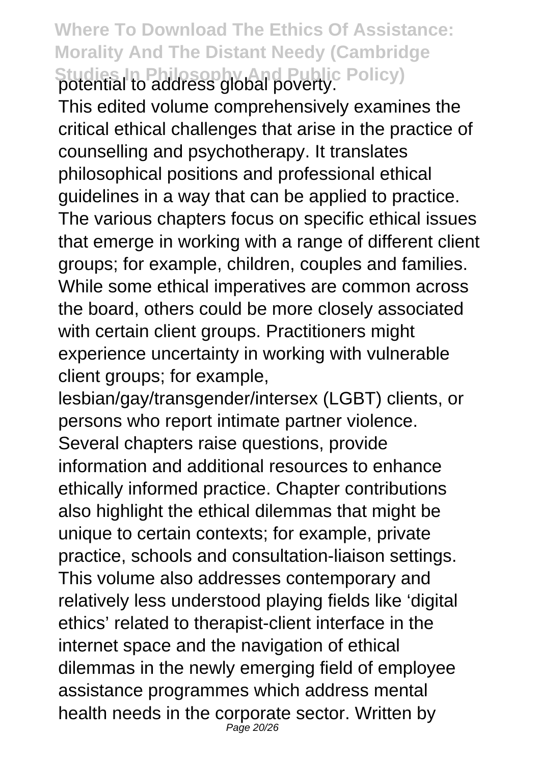potential to address global poverty.

This edited volume comprehensively examines the critical ethical challenges that arise in the practice of counselling and psychotherapy. It translates philosophical positions and professional ethical guidelines in a way that can be applied to practice. The various chapters focus on specific ethical issues that emerge in working with a range of different client groups; for example, children, couples and families. While some ethical imperatives are common across the board, others could be more closely associated with certain client groups. Practitioners might experience uncertainty in working with vulnerable client groups; for example, lesbian/gay/transgender/intersex (LGBT) clients, or persons who report intimate partner violence. Several chapters raise questions, provide information and additional resources to enhance ethically informed practice. Chapter contributions also highlight the ethical dilemmas that might be unique to certain contexts; for example, private practice, schools and consultation-liaison settings. This volume also addresses contemporary and relatively less understood playing fields like 'digital ethics' related to therapist-client interface in the internet space and the navigation of ethical dilemmas in the newly emerging field of employee assistance programmes which address mental health needs in the corporate sector. Written by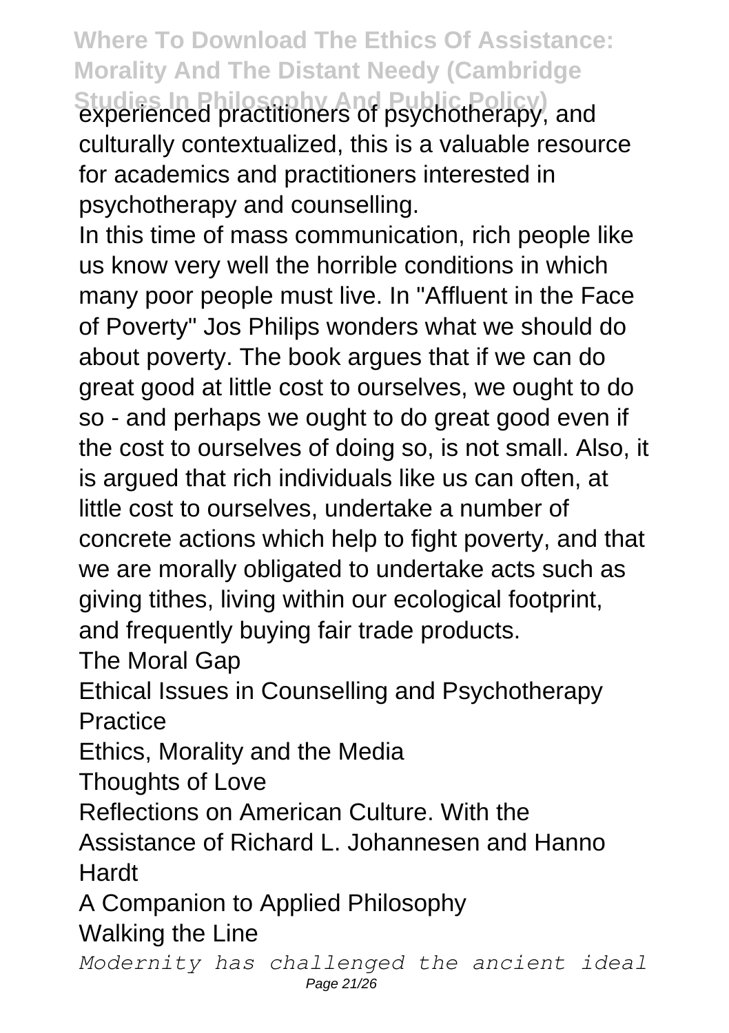experienced practitioners of psychotherapy, and culturally contextualized, this is a valuable resource for academics and practitioners interested in psychotherapy and counselling.

In this time of mass communication, rich people like us know very well the horrible conditions in which many poor people must live. In "Affluent in the Face of Poverty" Jos Philips wonders what we should do about poverty. The book argues that if we can do great good at little cost to ourselves, we ought to do so - and perhaps we ought to do great good even if the cost to ourselves of doing so, is not small. Also, it is argued that rich individuals like us can often, at little cost to ourselves, undertake a number of concrete actions which help to fight poverty, and that we are morally obligated to undertake acts such as giving tithes, living within our ecological footprint, and frequently buying fair trade products.

The Moral Gap

Ethical Issues in Counselling and Psychotherapy Practice

Ethics, Morality and the Media

Thoughts of Love

Reflections on American Culture. With the Assistance of Richard L. Johannesen and Hanno Hardt

A Companion to Applied Philosophy

Walking the Line

*Modernity has challenged the ancient ideal*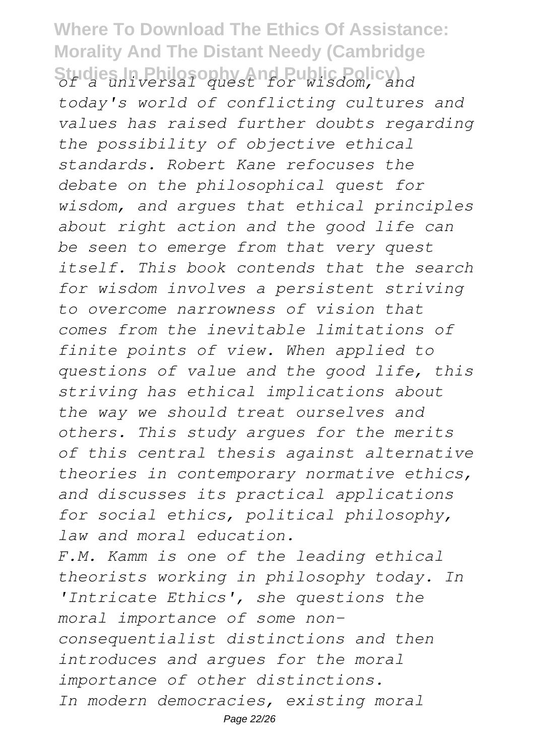*of a universal quest for wisdom, and today's world of conflicting cultures and values has raised further doubts regarding the possibility of objective ethical standards. Robert Kane refocuses the debate on the philosophical quest for wisdom, and argues that ethical principles about right action and the good life can be seen to emerge from that very quest itself. This book contends that the search for wisdom involves a persistent striving to overcome narrowness of vision that comes from the inevitable limitations of finite points of view. When applied to questions of value and the good life, this striving has ethical implications about the way we should treat ourselves and others. This study argues for the merits of this central thesis against alternative theories in contemporary normative ethics, and discusses its practical applications for social ethics, political philosophy, law and moral education.*

*F.M. Kamm is one of the leading ethical theorists working in philosophy today. In 'Intricate Ethics', she questions the moral importance of some non-consequentialist distinctions and then introduces and argues for the moral importance of other distinctions.*

*In modern democracies, existing moral*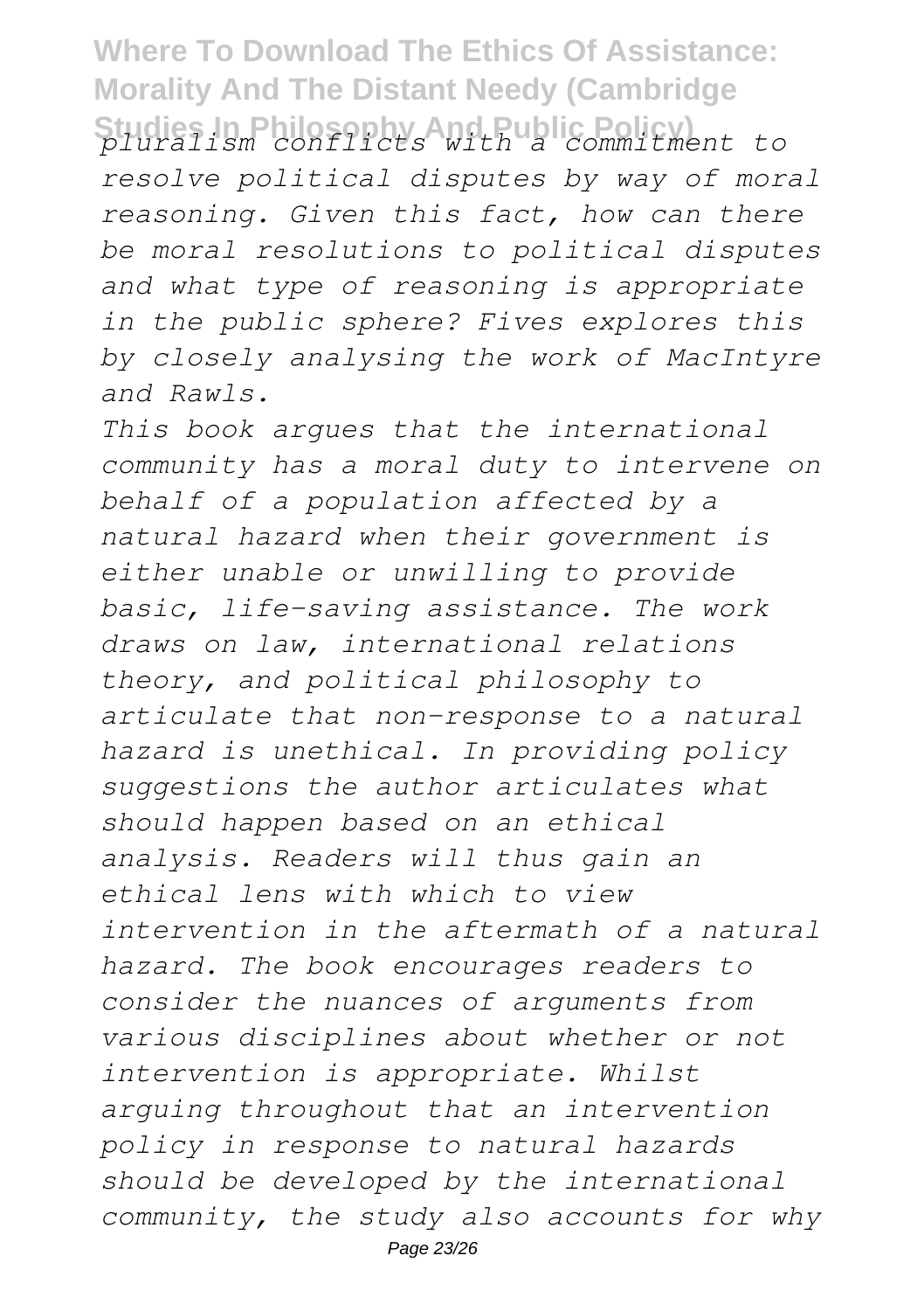*pluralism conflicts with a commitment to resolve political disputes by way of moral reasoning. Given this fact, how can there be moral resolutions to political disputes and what type of reasoning is appropriate in the public sphere? Fives explores this by closely analysing the work of MacIntyre and Rawls.*

*This book argues that the international community has a moral duty to intervene on behalf of a population affected by a natural hazard when their government is either unable or unwilling to provide basic, life-saving assistance. The work draws on law, international relations theory, and political philosophy to articulate that non-response to a natural hazard is unethical. In providing policy suggestions the author articulates what should happen based on an ethical analysis. Readers will thus gain an ethical lens with which to view intervention in the aftermath of a natural hazard. The book encourages readers to consider the nuances of arguments from various disciplines about whether or not intervention is appropriate. Whilst arguing throughout that an intervention policy in response to natural hazards should be developed by the international community, the study also accounts for why*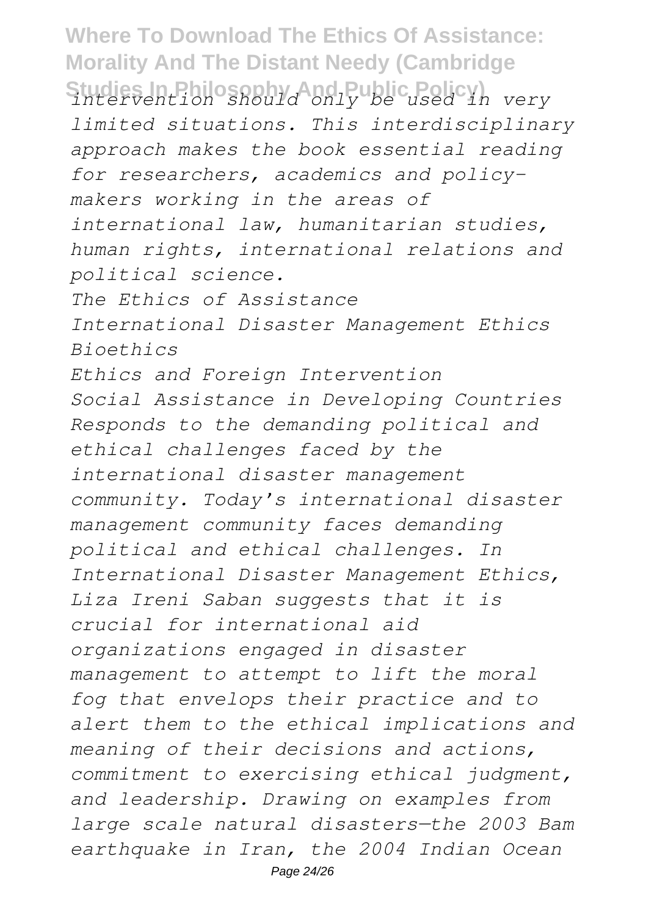*intervention should only be used in very limited situations. This interdisciplinary approach makes the book essential reading for researchers, academics and policy-makers working in the areas of international law, humanitarian studies, human rights, international relations and political science.*

*The Ethics of Assistance*

*International Disaster Management Ethics*

*Bioethics*

*Ethics and Foreign Intervention*

*Social Assistance in Developing Countries*

*Responds to the demanding political and ethical challenges faced by the international disaster management community. Today's international disaster management community faces demanding political and ethical challenges. In International Disaster Management Ethics, Liza Ireni Saban suggests that it is crucial for international aid organizations engaged in disaster management to attempt to lift the moral fog that envelops their practice and to alert them to the ethical implications and meaning of their decisions and actions, commitment to exercising ethical judgment, and leadership. Drawing on examples from large scale natural disasters—the 2003 Bam earthquake in Iran, the 2004 Indian Ocean*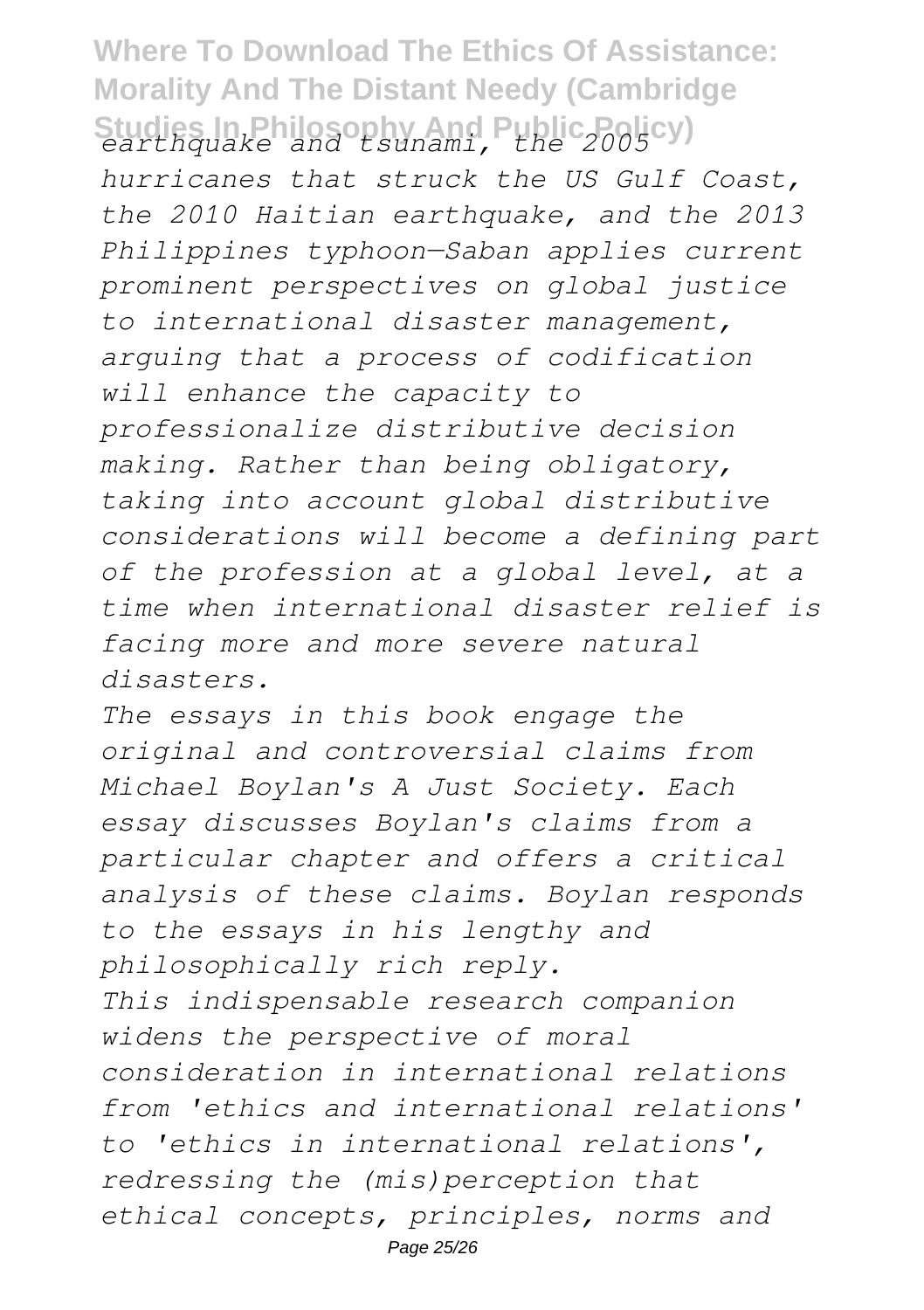*earthquake and tsunami, the 2005 hurricanes that struck the US Gulf Coast, the 2010 Haitian earthquake, and the 2013 Philippines typhoon—Saban applies current prominent perspectives on global justice to international disaster management, arguing that a process of codification will enhance the capacity to professionalize distributive decision making. Rather than being obligatory, taking into account global distributive considerations will become a defining part of the profession at a global level, at a time when international disaster relief is facing more and more severe natural disasters.*

*The essays in this book engage the original and controversial claims from Michael Boylan's A Just Society. Each essay discusses Boylan's claims from a particular chapter and offers a critical analysis of these claims. Boylan responds to the essays in his lengthy and philosophically rich reply.*

*This indispensable research companion widens the perspective of moral consideration in international relations from 'ethics and international relations' to 'ethics in international relations', redressing the (mis)perception that ethical concepts, principles, norms and*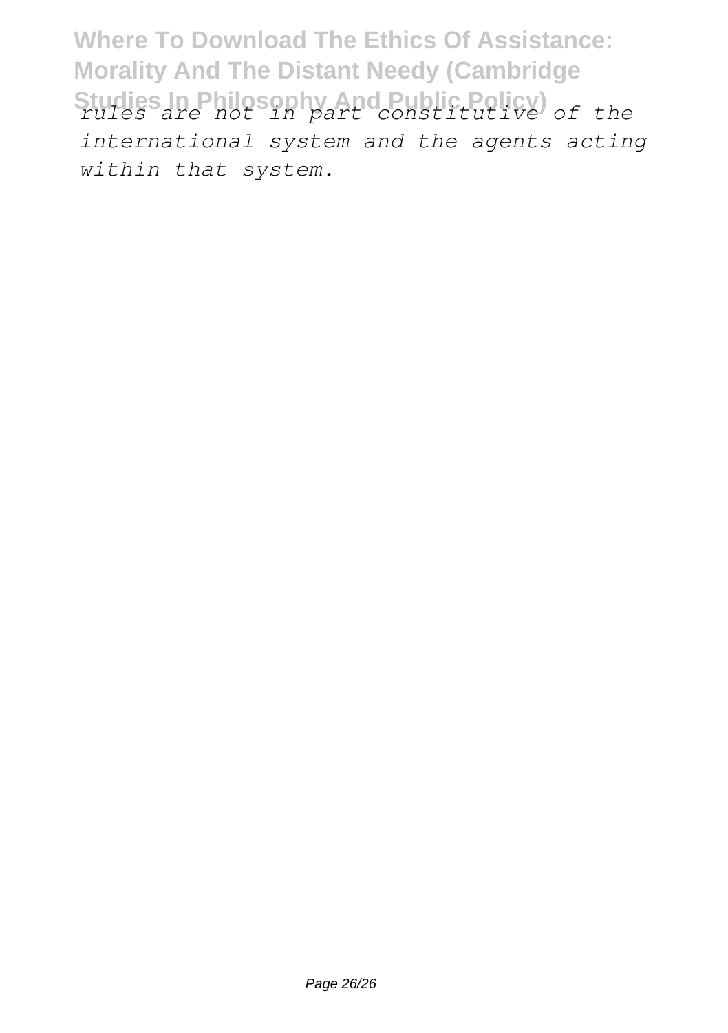*rules are not in part constitutive of the international system and the agents acting within that system.*